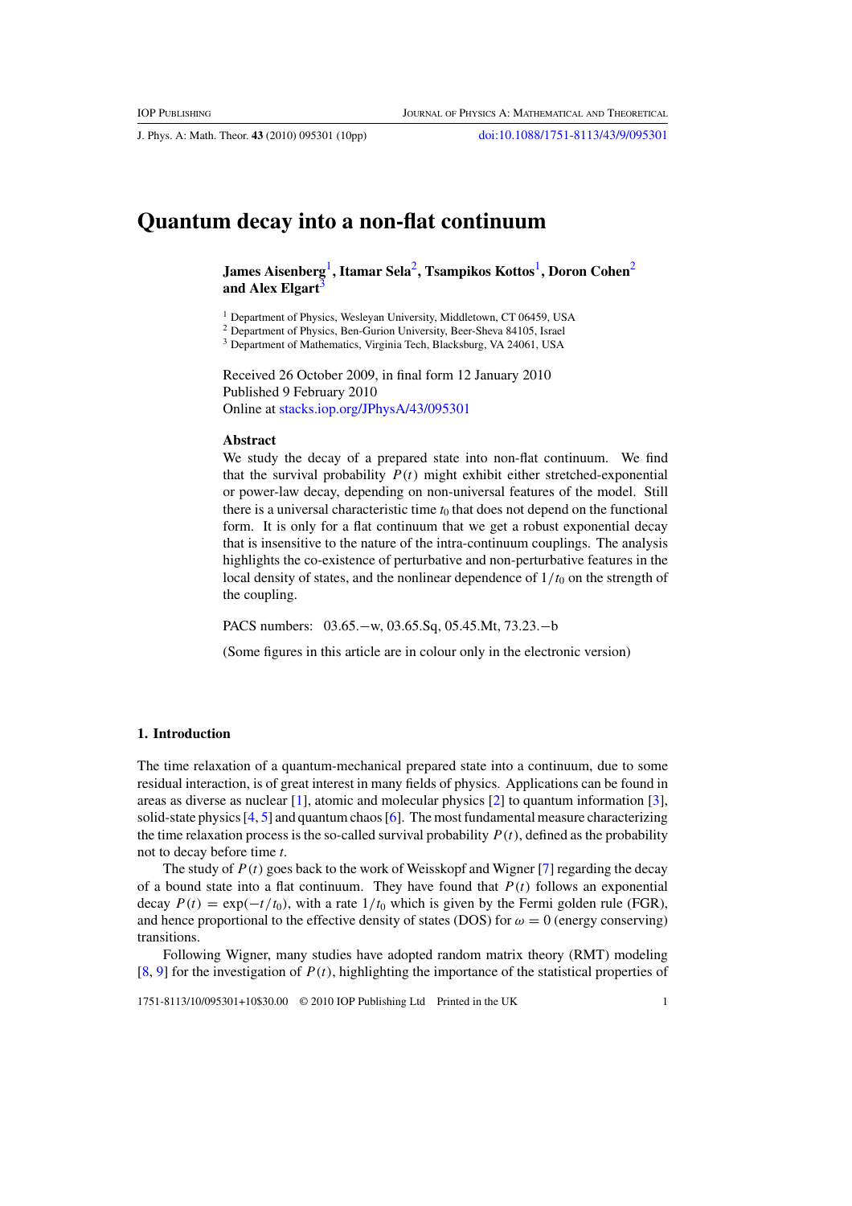# Quantum decay into a non-flat continuum

**James Aisenberg[1], Itamar Sela[2], Tsampikos Kottos[1], Doron Cohen[2] and Alex Elgart[3]**

[1] Department of Physics, Wesleyan University, Middletown, CT 06459, USA
[2] Department of Physics, Ben-Gurion University, Beer-Sheva 84105, Israel
[3] Department of Mathematics, Virginia Tech, Blacksburg, VA 24061, USA

Received 26 October 2009, in final form 12 January 2010
Published 9 February 2010
Online at stacks.iop.org/JPhysA/43/095301

**Abstract**

We study the decay of a prepared state into non-flat continuum. We find that the survival probability $P(t)$ might exhibit either stretched-exponential or power-law decay, depending on non-universal features of the model. Still there is a universal characteristic time $t_0$ that does not depend on the functional form. It is only for a flat continuum that we get a robust exponential decay that is insensitive to the nature of the intra-continuum couplings. The analysis highlights the co-existence of perturbative and non-perturbative features in the local density of states, and the nonlinear dependence of $1/t_0$ on the strength of the coupling.

PACS numbers: 03.65.−w, 03.65.Sq, 05.45.Mt, 73.23.−b

(Some figures in this article are in colour only in the electronic version)

## 1. Introduction

The time relaxation of a quantum-mechanical prepared state into a continuum, due to some residual interaction, is of great interest in many fields of physics. Applications can be found in areas as diverse as nuclear [1], atomic and molecular physics [2] to quantum information [3], solid-state physics [4, 5] and quantum chaos [6]. The most fundamental measure characterizing the time relaxation process is the so-called survival probability $P(t)$, defined as the probability not to decay before time $t$.

The study of $P(t)$ goes back to the work of Weisskopf and Wigner [7] regarding the decay of a bound state into a flat continuum. They have found that $P(t)$ follows an exponential decay $P(t) = \exp(-t/t_0)$, with a rate $1/t_0$ which is given by the Fermi golden rule (FGR), and hence proportional to the effective density of states (DOS) for $\omega = 0$ (energy conserving) transitions.

Following Wigner, many studies have adopted random matrix theory (RMT) modeling [8, 9] for the investigation of $P(t)$, highlighting the importance of the statistical properties of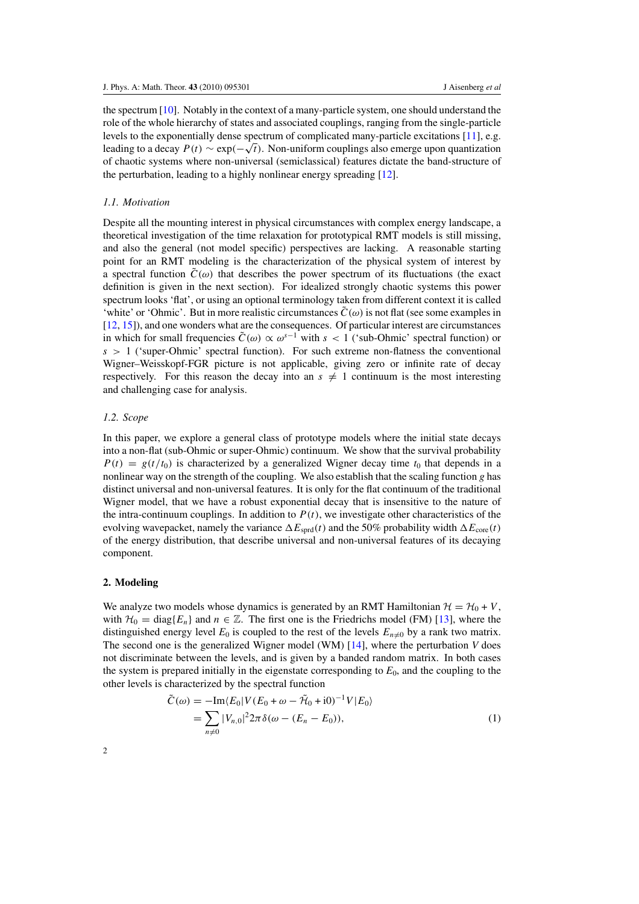the spectrum [10]. Notably in the context of a many-particle system, one should understand the role of the whole hierarchy of states and associated couplings, ranging from the single-particle levels to the exponentially dense spectrum of complicated many-particle excitations [11], e.g. leading to a decay $P(t) \sim \exp(-\sqrt{t})$. Non-uniform couplings also emerge upon quantization of chaotic systems where non-universal (semiclassical) features dictate the band-structure of the perturbation, leading to a highly nonlinear energy spreading [12].

### 1.1. Motivation

Despite all the mounting interest in physical circumstances with complex energy landscape, a theoretical investigation of the time relaxation for prototypical RMT models is still missing, and also the general (not model specific) perspectives are lacking. A reasonable starting point for an RMT modeling is the characterization of the physical system of interest by a spectral function $\tilde{C}(\omega)$ that describes the power spectrum of its fluctuations (the exact definition is given in the next section). For idealized strongly chaotic systems this power spectrum looks 'flat', or using an optional terminology taken from different context it is called 'white' or 'Ohmic'. But in more realistic circumstances $\tilde{C}(\omega)$ is not flat (see some examples in [12, 15]), and one wonders what are the consequences. Of particular interest are circumstances in which for small frequencies $\tilde{C}(\omega) \propto \omega^{s-1}$ with $s < 1$ ('sub-Ohmic' spectral function) or $s > 1$ ('super-Ohmic' spectral function). For such extreme non-flatness the conventional Wigner–Weisskopf-FGR picture is not applicable, giving zero or infinite rate of decay respectively. For this reason the decay into an $s \neq 1$ continuum is the most interesting and challenging case for analysis.

### 1.2. Scope

In this paper, we explore a general class of prototype models where the initial state decays into a non-flat (sub-Ohmic or super-Ohmic) continuum. We show that the survival probability $P(t) = g(t/t_0)$ is characterized by a generalized Wigner decay time $t_0$ that depends in a nonlinear way on the strength of the coupling. We also establish that the scaling function $g$ has distinct universal and non-universal features. It is only for the flat continuum of the traditional Wigner model, that we have a robust exponential decay that is insensitive to the nature of the intra-continuum couplings. In addition to $P(t)$, we investigate other characteristics of the evolving wavepacket, namely the variance $\Delta E_{\text{sprd}}(t)$ and the 50% probability width $\Delta E_{\text{core}}(t)$ of the energy distribution, that describe universal and non-universal features of its decaying component.

## 2. Modeling

We analyze two models whose dynamics is generated by an RMT Hamiltonian $\mathcal{H} = \mathcal{H}_0 + V$, with $\mathcal{H}_0 = \text{diag}\{E_n\}$ and $n \in \mathbb{Z}$. The first one is the Friedrichs model (FM) [13], where the distinguished energy level $E_0$ is coupled to the rest of the levels $E_{n\neq 0}$ by a rank two matrix. The second one is the generalized Wigner model (WM) [14], where the perturbation $V$ does not discriminate between the levels, and is given by a banded random matrix. In both cases the system is prepared initially in the eigenstate corresponding to $E_0$, and the coupling to the other levels is characterized by the spectral function

$$
\begin{aligned}
\tilde{C}(\omega) &= -\text{Im}\langle E_0|V(E_0 + \omega - \tilde{\mathcal{H}}_0 + \text{i}0)^{-1}V|E_0\rangle \\
&= \sum_{n\neq 0} |V_{n,0}|^2 2\pi\,\delta(\omega - (E_n - E_0)),
\end{aligned}
\tag{1}
$$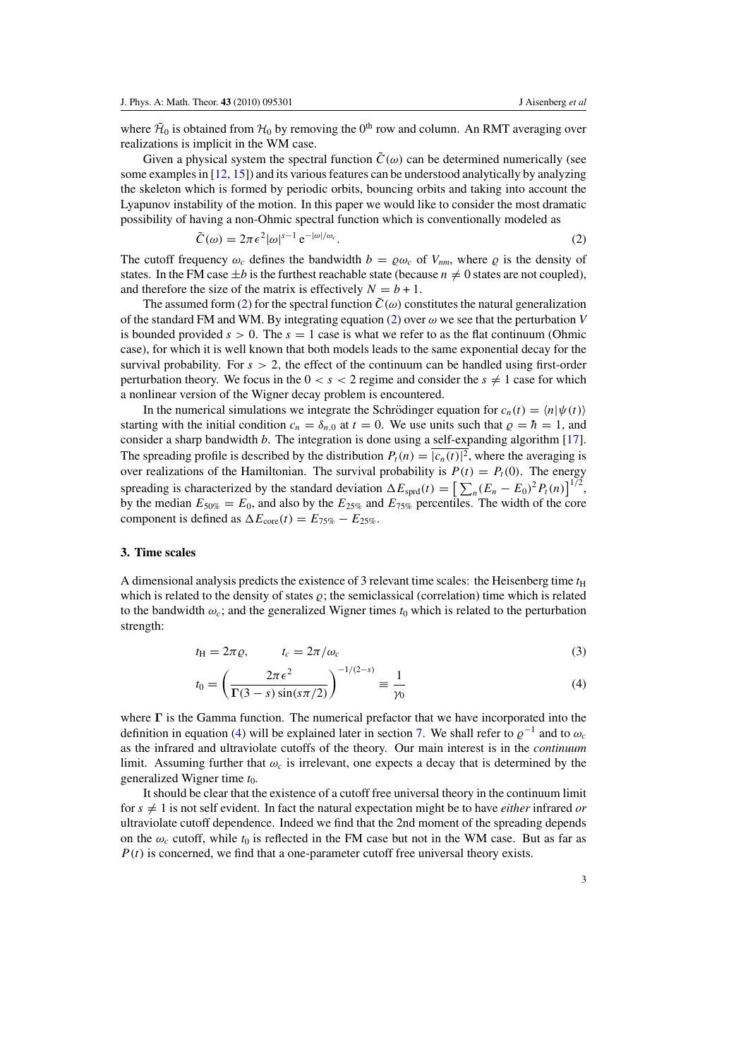where $\tilde{\mathcal{H}}_0$ is obtained from $\mathcal{H}_0$ by removing the 0th row and column. An RMT averaging over realizations is implicit in the WM case.

Given a physical system the spectral function $\tilde{C}(\omega)$ can be determined numerically (see some examples in [12, 15]) and its various features can be understood analytically by analyzing the skeleton which is formed by periodic orbits, bouncing orbits and taking into account the Lyapunov instability of the motion. In this paper we would like to consider the most dramatic possibility of having a non-Ohmic spectral function which is conventionally modeled as

$$\tilde{C}(\omega) = 2\pi\epsilon^2|\omega|^{s-1}\,\mathrm{e}^{-|\omega|/\omega_c}. \tag{2}$$

The cutoff frequency $\omega_c$ defines the bandwidth $b = \varrho\omega_c$ of $V_{nm}$, where $\varrho$ is the density of states. In the FM case $\pm b$ is the furthest reachable state (because $n \neq 0$ states are not coupled), and therefore the size of the matrix is effectively $N = b + 1$.

The assumed form (2) for the spectral function $\tilde{C}(\omega)$ constitutes the natural generalization of the standard FM and WM. By integrating equation (2) over $\omega$ we see that the perturbation $V$ is bounded provided $s > 0$. The $s = 1$ case is what we refer to as the flat continuum (Ohmic case), for which it is well known that both models leads to the same exponential decay for the survival probability. For $s > 2$, the effect of the continuum can be handled using first-order perturbation theory. We focus in the $0 < s < 2$ regime and consider the $s \neq 1$ case for which a nonlinear version of the Wigner decay problem is encountered.

In the numerical simulations we integrate the Schrödinger equation for $c_n(t) = \langle n|\psi(t)\rangle$ starting with the initial condition $c_n = \delta_{n,0}$ at $t = 0$. We use units such that $\varrho = \hbar = 1$, and consider a sharp bandwidth $b$. The integration is done using a self-expanding algorithm [17]. The spreading profile is described by the distribution $P_t(n) = \overline{|c_n(t)|^2}$, where the averaging is over realizations of the Hamiltonian. The survival probability is $P(t) = P_t(0)$. The energy spreading is characterized by the standard deviation $\Delta E_{\mathrm{sprd}}(t) = \left[\sum_n (E_n - E_0)^2 P_t(n)\right]^{1/2}$, by the median $E_{50\%} = E_0$, and also by the $E_{25\%}$ and $E_{75\%}$ percentiles. The width of the core component is defined as $\Delta E_{\mathrm{core}}(t) = E_{75\%} - E_{25\%}$.

### 3. Time scales

A dimensional analysis predicts the existence of 3 relevant time scales: the Heisenberg time $t_{\mathrm{H}}$ which is related to the density of states $\varrho$; the semiclassical (correlation) time which is related to the bandwidth $\omega_c$; and the generalized Wigner times $t_0$ which is related to the perturbation strength:

$$t_{\mathrm{H}} = 2\pi\varrho, \qquad t_c = 2\pi/\omega_c \tag{3}$$

$$t_0 = \left(\frac{2\pi\epsilon^2}{\Gamma(3-s)\sin(s\pi/2)}\right)^{-1/(2-s)} \equiv \frac{1}{\gamma_0} \tag{4}$$

where $\Gamma$ is the Gamma function. The numerical prefactor that we have incorporated into the definition in equation (4) will be explained later in section 7. We shall refer to $\varrho^{-1}$ and to $\omega_c$ as the infrared and ultraviolate cutoffs of the theory. Our main interest is in the *continuum* limit. Assuming further that $\omega_c$ is irrelevant, one expects a decay that is determined by the generalized Wigner time $t_0$.

It should be clear that the existence of a cutoff free universal theory in the continuum limit for $s \neq 1$ is not self evident. In fact the natural expectation might be to have *either* infrared *or* ultraviolate cutoff dependence. Indeed we find that the 2nd moment of the spreading depends on the $\omega_c$ cutoff, while $t_0$ is reflected in the FM case but not in the WM case. But as far as $P(t)$ is concerned, we find that a one-parameter cutoff free universal theory exists.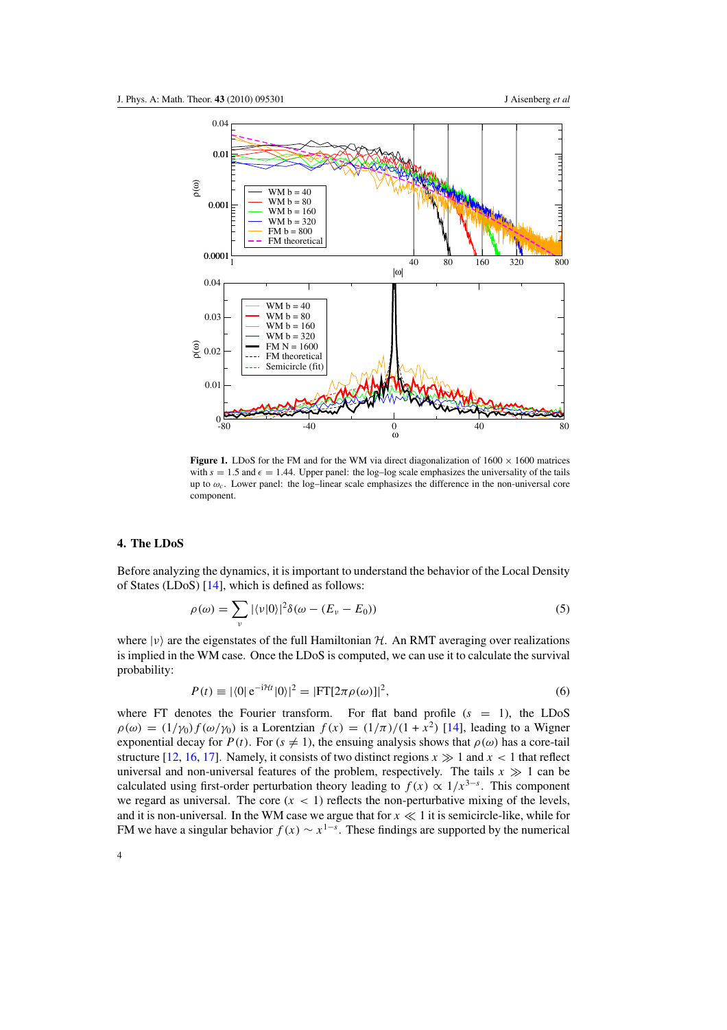**Figure 1.** LDoS for the FM and for the WM via direct diagonalization of $1600 \times 1600$ matrices with $s = 1.5$ and $\epsilon = 1.44$. Upper panel: the log–log scale emphasizes the universality of the tails up to $\omega_c$. Lower panel: the log–linear scale emphasizes the difference in the non-universal core component.

## 4. The LDoS

Before analyzing the dynamics, it is important to understand the behavior of the Local Density of States (LDoS) [14], which is defined as follows:

$$\rho(\omega) = \sum_{\nu} |\langle \nu | 0 \rangle|^2 \delta(\omega - (E_\nu - E_0)) \tag{5}$$

where $|\nu\rangle$ are the eigenstates of the full Hamiltonian $\mathcal{H}$. An RMT averaging over realizations is implied in the WM case. Once the LDoS is computed, we can use it to calculate the survival probability:

$$P(t) \equiv |\langle 0| \, \mathrm{e}^{-\mathrm{i}\mathcal{H}t} |0\rangle|^2 = |\mathrm{FT}[2\pi\rho(\omega)]|^2, \tag{6}$$

where FT denotes the Fourier transform. For flat band profile ($s = 1$), the LDoS $\rho(\omega) = (1/\gamma_0) f(\omega/\gamma_0)$ is a Lorentzian $f(x) = (1/\pi)/(1 + x^2)$ [14], leading to a Wigner exponential decay for $P(t)$. For ($s \neq 1$), the ensuing analysis shows that $\rho(\omega)$ has a core-tail structure [12, 16, 17]. Namely, it consists of two distinct regions $x \gg 1$ and $x < 1$ that reflect universal and non-universal features of the problem, respectively. The tails $x \gg 1$ can be calculated using first-order perturbation theory leading to $f(x) \propto 1/x^{3-s}$. This component we regard as universal. The core ($x < 1$) reflects the non-perturbative mixing of the levels, and it is non-universal. In the WM case we argue that for $x \ll 1$ it is semicircle-like, while for FM we have a singular behavior $f(x) \sim x^{1-s}$. These findings are supported by the numerical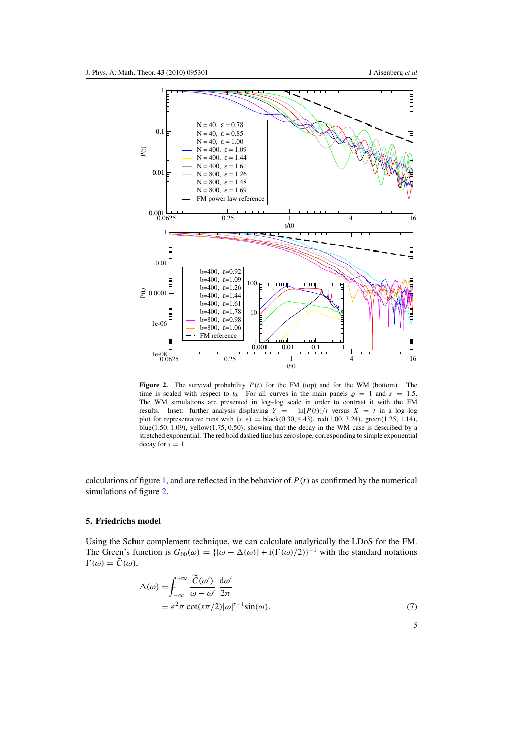**Figure 2.** The survival probability $P(t)$ for the FM (top) and for the WM (bottom). The time is scaled with respect to $t_0$. For all curves in the main panels $\varrho = 1$ and $s = 1.5$. The WM simulations are presented in log–log scale in order to contrast it with the FM results. Inset: further analysis displaying $Y = -\ln[P(t)]/t$ versus $X = t$ in a log–log plot for representative runs with $(s, \epsilon)$ = black(0.30, 4.43), red(1.00, 3.24), green(1.25, 1.14), blue(1.50, 1.09), yellow(1.75, 0.50), showing that the decay in the WM case is described by a stretched exponential. The red bold dashed line has zero slope, corresponding to simple exponential decay for $s = 1$.

calculations of figure 1, and are reflected in the behavior of $P(t)$ as confirmed by the numerical simulations of figure 2.

## 5. Friedrichs model

Using the Schur complement technique, we can calculate analytically the LDoS for the FM. The Green's function is $G_{00}(\omega) = \{[\omega - \Delta(\omega)] + \mathrm{i}(\Gamma(\omega)/2)\}^{-1}$ with the standard notations $\Gamma(\omega) = \tilde{C}(\omega)$,

$$
\begin{aligned}
\Delta(\omega) &= \int_{-\infty}^{+\infty} \frac{\widetilde{C}(\omega')}{\omega - \omega'} \frac{\mathrm{d}\omega'}{2\pi} \\
&= \epsilon^2 \pi \cot(s\pi/2) |\omega|^{s-1} \sin(\omega).
\end{aligned} \tag{7}
$$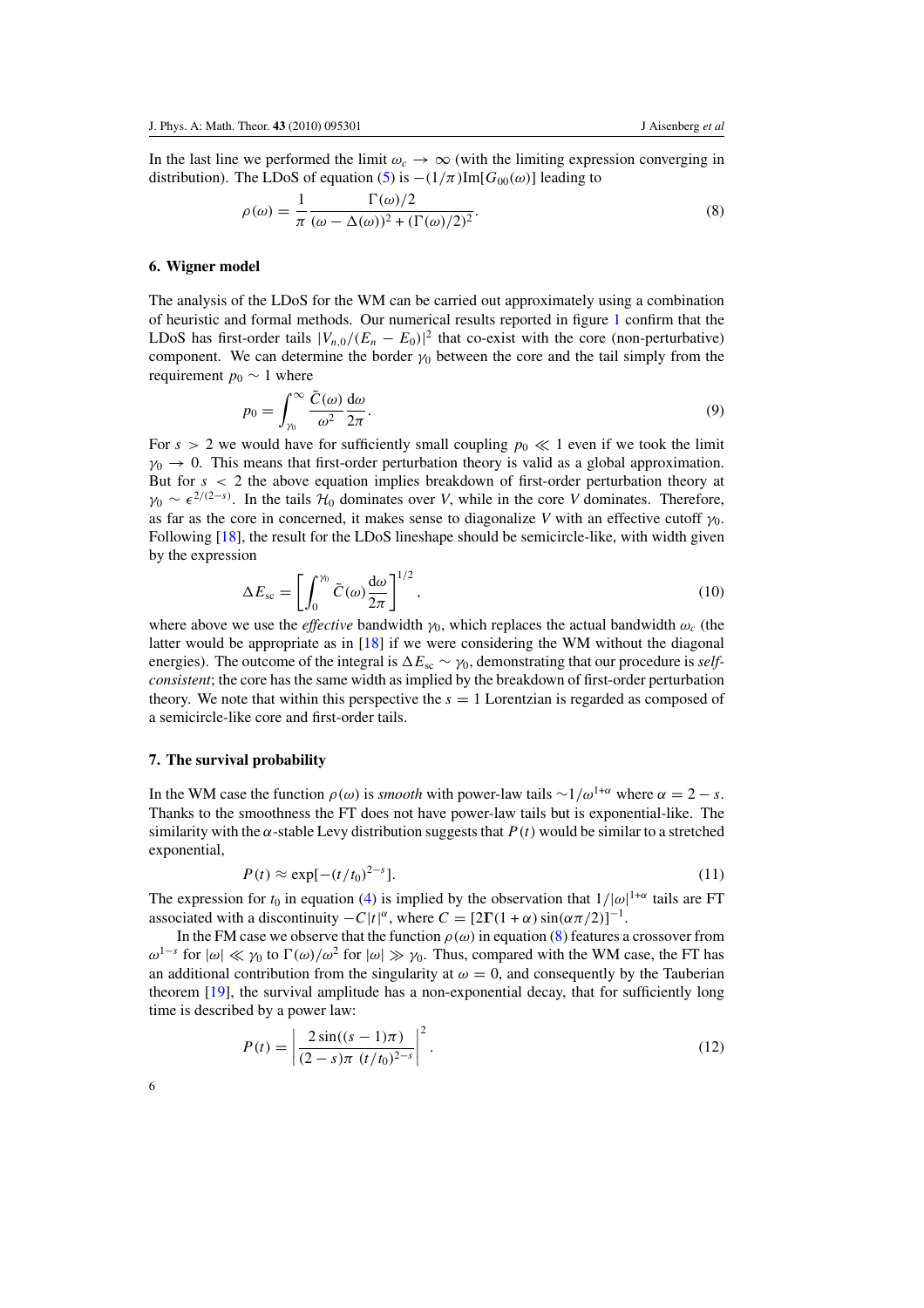In the last line we performed the limit $\omega_c \to \infty$ (with the limiting expression converging in distribution). The LDoS of equation (5) is $-(1/\pi)\text{Im}[G_{00}(\omega)]$ leading to

$$\rho(\omega) = \frac{1}{\pi} \frac{\Gamma(\omega)/2}{(\omega - \Delta(\omega))^2 + (\Gamma(\omega)/2)^2}. \tag{8}$$

## 6. Wigner model

The analysis of the LDoS for the WM can be carried out approximately using a combination of heuristic and formal methods. Our numerical results reported in figure 1 confirm that the LDoS has first-order tails $|V_{n,0}/(E_n - E_0)|^2$ that co-exist with the core (non-perturbative) component. We can determine the border $\gamma_0$ between the core and the tail simply from the requirement $p_0 \sim 1$ where

$$p_0 = \int_{\gamma_0}^{\infty} \frac{\tilde{C}(\omega)}{\omega^2} \frac{\mathrm{d}\omega}{2\pi}. \tag{9}$$

For $s > 2$ we would have for sufficiently small coupling $p_0 \ll 1$ even if we took the limit $\gamma_0 \to 0$. This means that first-order perturbation theory is valid as a global approximation. But for $s < 2$ the above equation implies breakdown of first-order perturbation theory at $\gamma_0 \sim \epsilon^{2/(2-s)}$. In the tails $\mathcal{H}_0$ dominates over $V$, while in the core $V$ dominates. Therefore, as far as the core in concerned, it makes sense to diagonalize $V$ with an effective cutoff $\gamma_0$. Following [18], the result for the LDoS lineshape should be semicircle-like, with width given by the expression

$$\Delta E_{\text{sc}} = \left[\int_0^{\gamma_0} \tilde{C}(\omega) \frac{\mathrm{d}\omega}{2\pi}\right]^{1/2}, \tag{10}$$

where above we use the *effective* bandwidth $\gamma_0$, which replaces the actual bandwidth $\omega_c$ (the latter would be appropriate as in [18] if we were considering the WM without the diagonal energies). The outcome of the integral is $\Delta E_{\text{sc}} \sim \gamma_0$, demonstrating that our procedure is *self-consistent*; the core has the same width as implied by the breakdown of first-order perturbation theory. We note that within this perspective the $s = 1$ Lorentzian is regarded as composed of a semicircle-like core and first-order tails.

## 7. The survival probability

In the WM case the function $\rho(\omega)$ is *smooth* with power-law tails $\sim 1/\omega^{1+\alpha}$ where $\alpha = 2 - s$. Thanks to the smoothness the FT does not have power-law tails but is exponential-like. The similarity with the $\alpha$-stable Levy distribution suggests that $P(t)$ would be similar to a stretched exponential,

$$P(t) \approx \exp[-(t/t_0)^{2-s}]. \tag{11}$$

The expression for $t_0$ in equation (4) is implied by the observation that $1/|\omega|^{1+\alpha}$ tails are FT associated with a discontinuity $-C|t|^{\alpha}$, where $C = [2\Gamma(1+\alpha)\sin(\alpha\pi/2)]^{-1}$.

In the FM case we observe that the function $\rho(\omega)$ in equation (8) features a crossover from $\omega^{1-s}$ for $|\omega| \ll \gamma_0$ to $\Gamma(\omega)/\omega^2$ for $|\omega| \gg \gamma_0$. Thus, compared with the WM case, the FT has an additional contribution from the singularity at $\omega = 0$, and consequently by the Tauberian theorem [19], the survival amplitude has a non-exponential decay, that for sufficiently long time is described by a power law:

$$P(t) = \left|\frac{2\sin((s-1)\pi)}{(2-s)\pi\ (t/t_0)^{2-s}}\right|^2. \tag{12}$$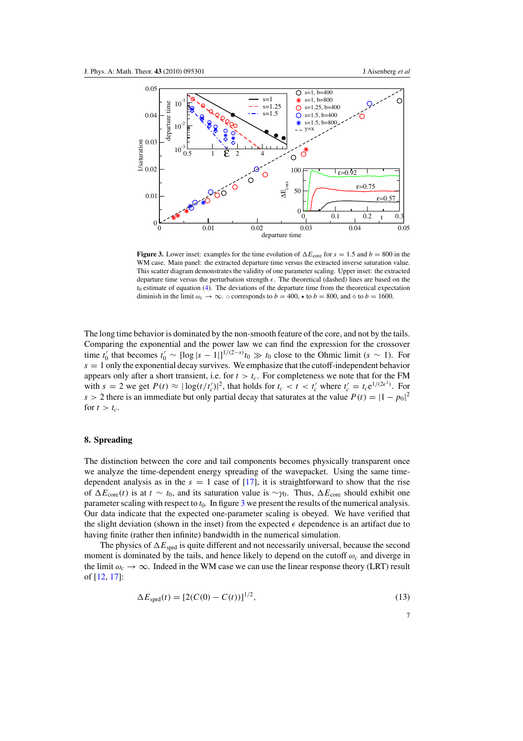Figure 3. Lower inset: examples for the time evolution of $\Delta E_{\rm core}$ for $s = 1.5$ and $b = 800$ in the WM case. Main panel: the extracted departure time versus the extracted inverse saturation value. This scatter diagram demonstrates the validity of one parameter scaling. Upper inset: the extracted departure time versus the perturbation strength $\epsilon$. The theoretical (dashed) lines are based on the $t_0$ estimate of equation (4). The deviations of the departure time from the theoretical expectation diminish in the limit $\omega_c \to \infty$. ∘ corresponds to $b = 400$, ⋆ to $b = 800$, and ⋄ to $b = 1600$.

The long time behavior is dominated by the non-smooth feature of the core, and not by the tails. Comparing the exponential and the power law we can find the expression for the crossover time $t_0'$ that becomes $t_0' \sim [\log|s-1|]^{1/(2-s)} t_0 \gg t_0$ close to the Ohmic limit ($s \sim 1$). For $s = 1$ only the exponential decay survives. We emphasize that the cutoff-independent behavior appears only after a short transient, i.e. for $t > t_c$. For completeness we note that for the FM with $s = 2$ we get $P(t) \approx |\log(t/t_c')|^2$, that holds for $t_c < t < t_c'$ where $t_c' = t_c \mathrm{e}^{1/(2\epsilon^2)}$. For $s > 2$ there is an immediate but only partial decay that saturates at the value $P(t) = |1 - p_0|^2$ for $t > t_c$.

## 8. Spreading

The distinction between the core and tail components becomes physically transparent once we analyze the time-dependent energy spreading of the wavepacket. Using the same time-dependent analysis as in the $s = 1$ case of [17], it is straightforward to show that the rise of $\Delta E_{\rm core}(t)$ is at $t \sim t_0$, and its saturation value is $\sim\gamma_0$. Thus, $\Delta E_{\rm core}$ should exhibit one parameter scaling with respect to $t_0$. In figure 3 we present the results of the numerical analysis. Our data indicate that the expected one-parameter scaling is obeyed. We have verified that the slight deviation (shown in the inset) from the expected $\epsilon$ dependence is an artifact due to having finite (rather then infinite) bandwidth in the numerical simulation.

The physics of $\Delta E_{\rm sprd}$ is quite different and not necessarily universal, because the second moment is dominated by the tails, and hence likely to depend on the cutoff $\omega_c$ and diverge in the limit $\omega_c \to \infty$. Indeed in the WM case we can use the linear response theory (LRT) result of [12, 17]:

$$\Delta E_{\rm sprd}(t) = [2(C(0) - C(t))]^{1/2}, \tag{13}$$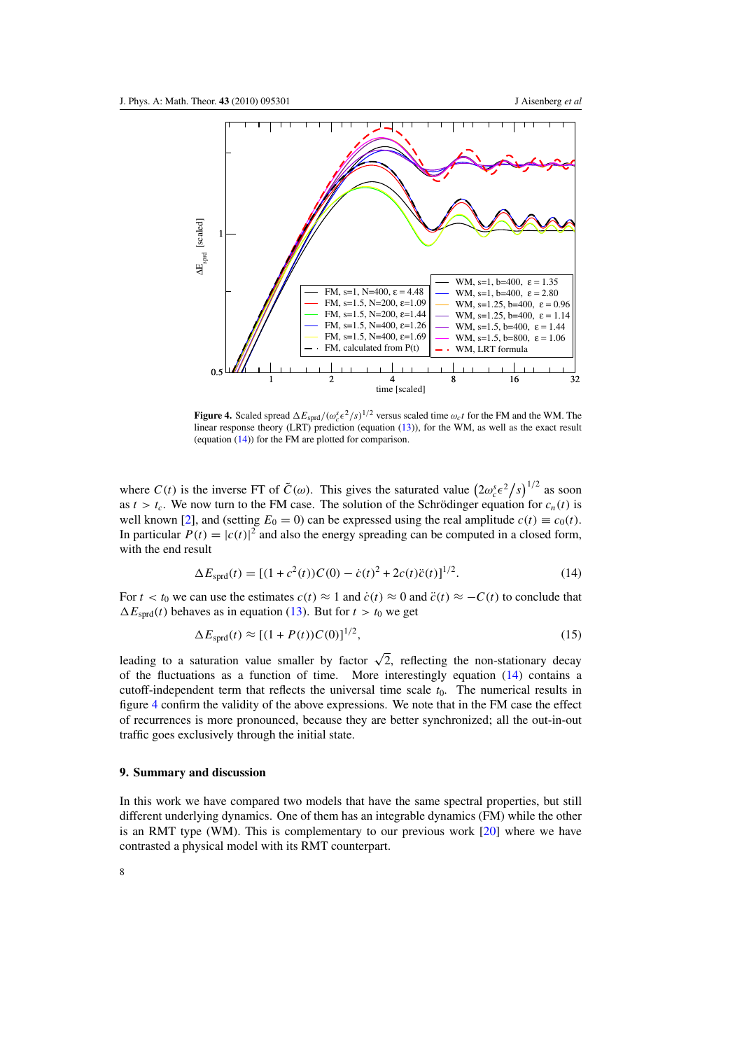**Figure 4.** Scaled spread $\Delta E_{\text{sprd}}/(\omega_c^s \epsilon^2/s)^{1/2}$ versus scaled time $\omega_c t$ for the FM and the WM. The linear response theory (LRT) prediction (equation (13)), for the WM, as well as the exact result (equation (14)) for the FM are plotted for comparison.

where $C(t)$ is the inverse FT of $\tilde{C}(\omega)$. This gives the saturated value $\left(2\omega_c^s \epsilon^2 / s\right)^{1/2}$ as soon as $t > t_c$. We now turn to the FM case. The solution of the Schrödinger equation for $c_n(t)$ is well known [2], and (setting $E_0 = 0$) can be expressed using the real amplitude $c(t) \equiv c_0(t)$. In particular $P(t) = |c(t)|^2$ and also the energy spreading can be computed in a closed form, with the end result

$$\Delta E_{\text{sprd}}(t) = [(1 + c^2(t))C(0) - \dot{c}(t)^2 + 2c(t)\ddot{c}(t)]^{1/2}. \tag{14}$$

For $t < t_0$ we can use the estimates $c(t) \approx 1$ and $\dot{c}(t) \approx 0$ and $\ddot{c}(t) \approx -C(t)$ to conclude that $\Delta E_{\text{sprd}}(t)$ behaves as in equation (13). But for $t > t_0$ we get

$$\Delta E_{\text{sprd}}(t) \approx [(1 + P(t))C(0)]^{1/2}, \tag{15}$$

leading to a saturation value smaller by factor $\sqrt{2}$, reflecting the non-stationary decay of the fluctuations as a function of time. More interestingly equation (14) contains a cutoff-independent term that reflects the universal time scale $t_0$. The numerical results in figure 4 confirm the validity of the above expressions. We note that in the FM case the effect of recurrences is more pronounced, because they are better synchronized; all the out-in-out traffic goes exclusively through the initial state.

## 9. Summary and discussion

In this work we have compared two models that have the same spectral properties, but still different underlying dynamics. One of them has an integrable dynamics (FM) while the other is an RMT type (WM). This is complementary to our previous work [20] where we have contrasted a physical model with its RMT counterpart.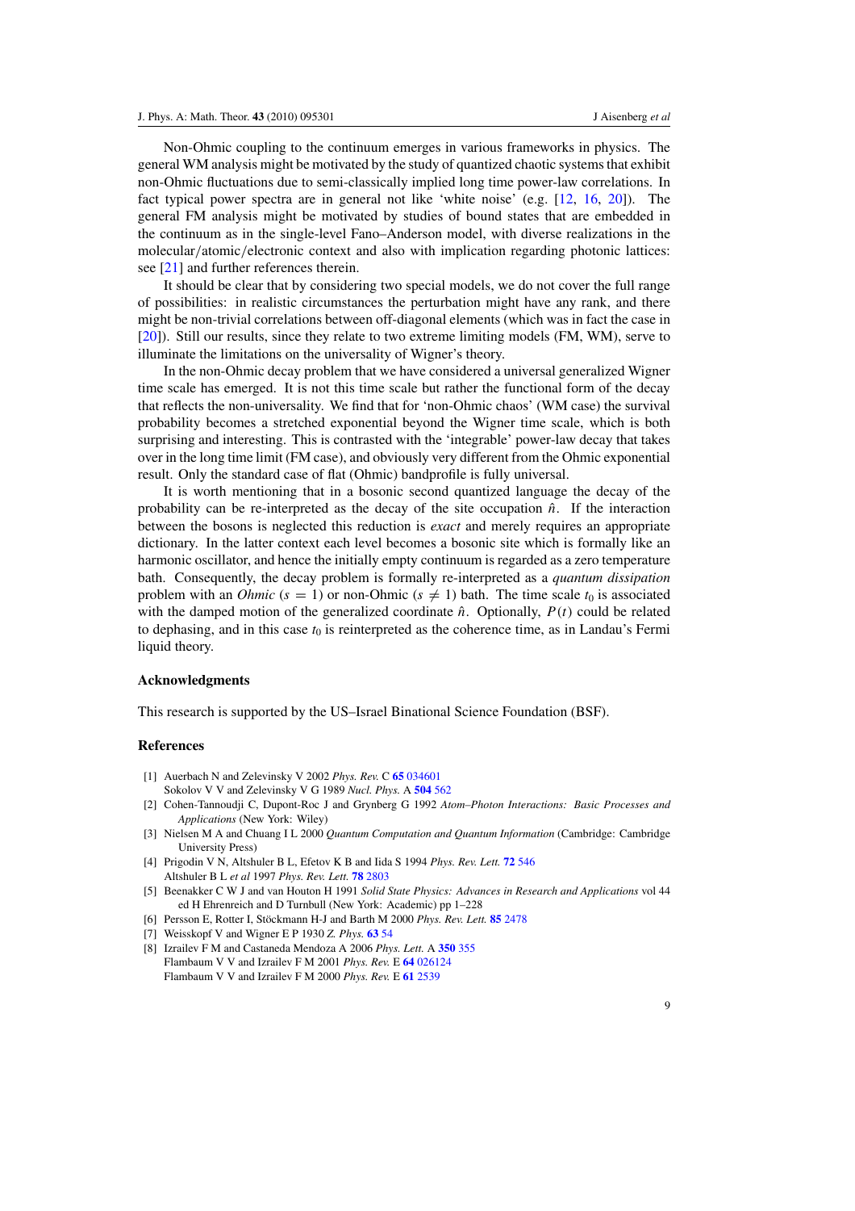Non-Ohmic coupling to the continuum emerges in various frameworks in physics. The general WM analysis might be motivated by the study of quantized chaotic systems that exhibit non-Ohmic fluctuations due to semi-classically implied long time power-law correlations. In fact typical power spectra are in general not like 'white noise' (e.g. [12, 16, 20]). The general FM analysis might be motivated by studies of bound states that are embedded in the continuum as in the single-level Fano–Anderson model, with diverse realizations in the molecular/atomic/electronic context and also with implication regarding photonic lattices: see [21] and further references therein.

It should be clear that by considering two special models, we do not cover the full range of possibilities: in realistic circumstances the perturbation might have any rank, and there might be non-trivial correlations between off-diagonal elements (which was in fact the case in [20]). Still our results, since they relate to two extreme limiting models (FM, WM), serve to illuminate the limitations on the universality of Wigner's theory.

In the non-Ohmic decay problem that we have considered a universal generalized Wigner time scale has emerged. It is not this time scale but rather the functional form of the decay that reflects the non-universality. We find that for 'non-Ohmic chaos' (WM case) the survival probability becomes a stretched exponential beyond the Wigner time scale, which is both surprising and interesting. This is contrasted with the 'integrable' power-law decay that takes over in the long time limit (FM case), and obviously very different from the Ohmic exponential result. Only the standard case of flat (Ohmic) bandprofile is fully universal.

It is worth mentioning that in a bosonic second quantized language the decay of the probability can be re-interpreted as the decay of the site occupation $\hat{n}$. If the interaction between the bosons is neglected this reduction is *exact* and merely requires an appropriate dictionary. In the latter context each level becomes a bosonic site which is formally like an harmonic oscillator, and hence the initially empty continuum is regarded as a zero temperature bath. Consequently, the decay problem is formally re-interpreted as a *quantum dissipation* problem with an *Ohmic* ($s = 1$) or non-Ohmic ($s \neq 1$) bath. The time scale $t_0$ is associated with the damped motion of the generalized coordinate $\hat{n}$. Optionally, $P(t)$ could be related to dephasing, and in this case $t_0$ is reinterpreted as the coherence time, as in Landau's Fermi liquid theory.

## Acknowledgments

This research is supported by the US–Israel Binational Science Foundation (BSF).

## References

[1] Auerbach N and Zelevinsky V 2002 *Phys. Rev.* C **65** 034601
Sokolov V V and Zelevinsky V G 1989 *Nucl. Phys.* A **504** 562

[2] Cohen-Tannoudji C, Dupont-Roc J and Grynberg G 1992 *Atom–Photon Interactions: Basic Processes and Applications* (New York: Wiley)

[3] Nielsen M A and Chuang I L 2000 *Quantum Computation and Quantum Information* (Cambridge: Cambridge University Press)

[4] Prigodin V N, Altshuler B L, Efetov K B and Iida S 1994 *Phys. Rev. Lett.* **72** 546
Altshuler B L *et al* 1997 *Phys. Rev. Lett.* **78** 2803

[5] Beenakker C W J and van Houton H 1991 *Solid State Physics: Advances in Research and Applications* vol 44 ed H Ehrenreich and D Turnbull (New York: Academic) pp 1–228

[6] Persson E, Rotter I, Stöckmann H-J and Barth M 2000 *Phys. Rev. Lett.* **85** 2478

[7] Weisskopf V and Wigner E P 1930 *Z. Phys.* **63** 54

[8] Izrailev F M and Castaneda Mendoza A 2006 *Phys. Lett.* A **350** 355
Flambaum V V and Izrailev F M 2001 *Phys. Rev.* E **64** 026124
Flambaum V V and Izrailev F M 2000 *Phys. Rev.* E **61** 2539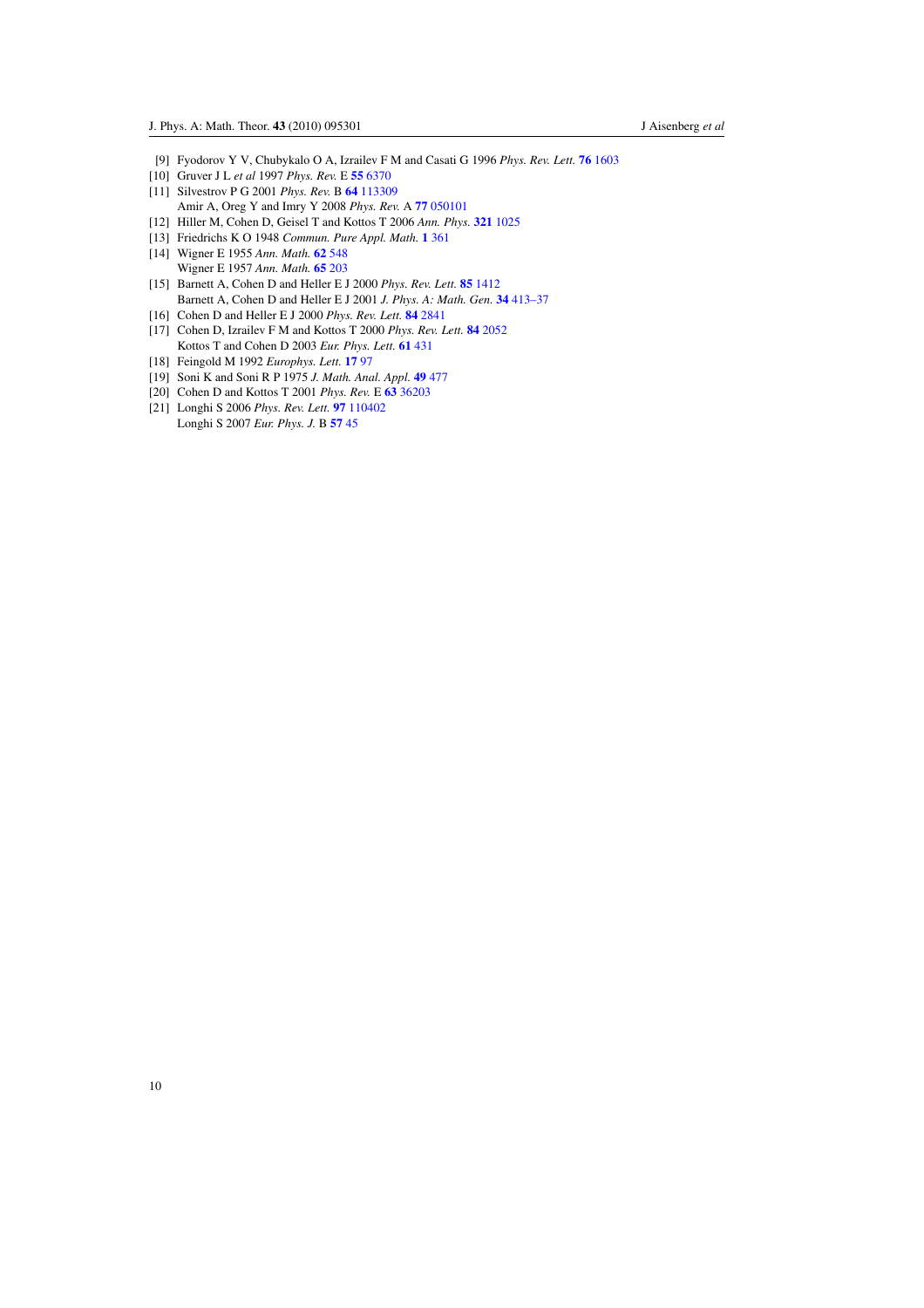[9] Fyodorov Y V, Chubykalo O A, Izrailev F M and Casati G 1996 *Phys. Rev. Lett.* **76** 1603

[10] Gruver J L *et al* 1997 *Phys. Rev.* E **55** 6370

[11] Silvestrov P G 2001 *Phys. Rev.* B **64** 113309
Amir A, Oreg Y and Imry Y 2008 *Phys. Rev.* A **77** 050101

[12] Hiller M, Cohen D, Geisel T and Kottos T 2006 *Ann. Phys.* **321** 1025

[13] Friedrichs K O 1948 *Commun. Pure Appl. Math.* **1** 361

[14] Wigner E 1955 *Ann. Math.* **62** 548
Wigner E 1957 *Ann. Math.* **65** 203

[15] Barnett A, Cohen D and Heller E J 2000 *Phys. Rev. Lett.* **85** 1412
Barnett A, Cohen D and Heller E J 2001 *J. Phys. A: Math. Gen.* **34** 413–37

[16] Cohen D and Heller E J 2000 *Phys. Rev. Lett.* **84** 2841

[17] Cohen D, Izrailev F M and Kottos T 2000 *Phys. Rev. Lett.* **84** 2052
Kottos T and Cohen D 2003 *Eur. Phys. Lett.* **61** 431

[18] Feingold M 1992 *Europhys. Lett.* **17** 97

[19] Soni K and Soni R P 1975 *J. Math. Anal. Appl.* **49** 477

[20] Cohen D and Kottos T 2001 *Phys. Rev.* E **63** 36203

[21] Longhi S 2006 *Phys. Rev. Lett.* **97** 110402
Longhi S 2007 *Eur. Phys. J.* B **57** 45